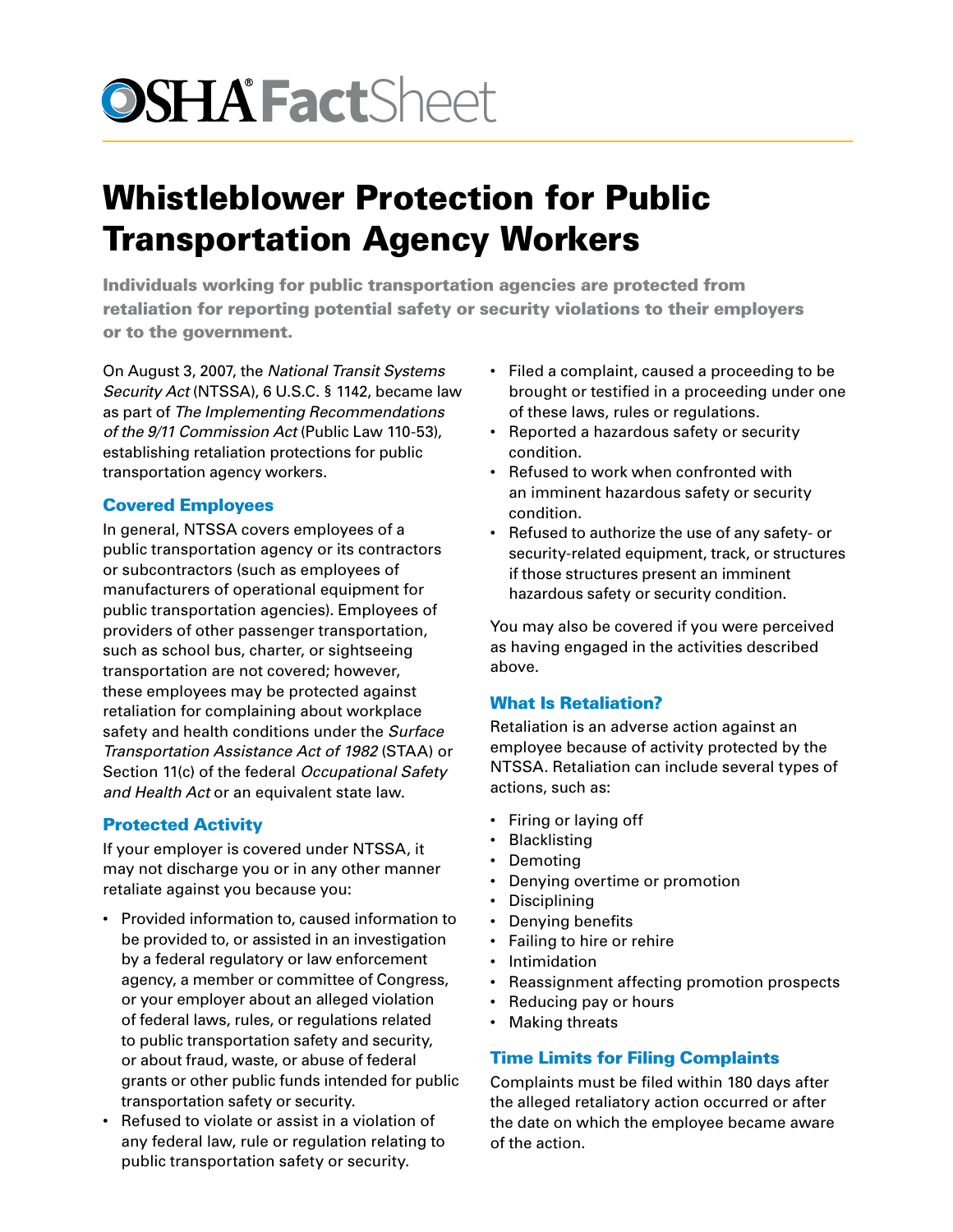# OSHA® FactSheet

# Whistleblower Protection for Public Transportation Agency Workers

**Individuals working for public transportation agencies are protected from retaliation for reporting potential safety or security violations to their employers or to the government.**

On August 3, 2007, the *National Transit Systems Security Act* (NTSSA), 6 U.S.C. § 1142, became law as part of *The Implementing Recommendations of the 9/11 Commission Act* (Public Law 110-53), establishing retaliation protections for public transportation agency workers.

## Covered Employees

In general, NTSSA covers employees of a public transportation agency or its contractors or subcontractors (such as employees of manufacturers of operational equipment for public transportation agencies). Employees of providers of other passenger transportation, such as school bus, charter, or sightseeing transportation are not covered; however, these employees may be protected against retaliation for complaining about workplace safety and health conditions under the *Surface Transportation Assistance Act of 1982* (STAA) or Section 11(c) of the federal *Occupational Safety and Health Act* or an equivalent state law.

## Protected Activity

If your employer is covered under NTSSA, it may not discharge you or in any other manner retaliate against you because you:

- Provided information to, caused information to be provided to, or assisted in an investigation by a federal regulatory or law enforcement agency, a member or committee of Congress, or your employer about an alleged violation of federal laws, rules, or regulations related to public transportation safety and security, or about fraud, waste, or abuse of federal grants or other public funds intended for public transportation safety or security.
- Refused to violate or assist in a violation of any federal law, rule or regulation relating to public transportation safety or security.
- Filed a complaint, caused a proceeding to be brought or testified in a proceeding under one of these laws, rules or regulations.
- Reported a hazardous safety or security condition.
- Refused to work when confronted with an imminent hazardous safety or security condition.
- Refused to authorize the use of any safety- or security-related equipment, track, or structures if those structures present an imminent hazardous safety or security condition.

You may also be covered if you were perceived as having engaged in the activities described above.

## What Is Retaliation?

Retaliation is an adverse action against an employee because of activity protected by the NTSSA. Retaliation can include several types of actions, such as:

- Firing or laying off
- Blacklisting
- Demoting
- Denying overtime or promotion
- Disciplining
- Denying benefits
- Failing to hire or rehire
- Intimidation
- Reassignment affecting promotion prospects
- Reducing pay or hours
- Making threats

## Time Limits for Filing Complaints

Complaints must be filed within 180 days after the alleged retaliatory action occurred or after the date on which the employee became aware of the action.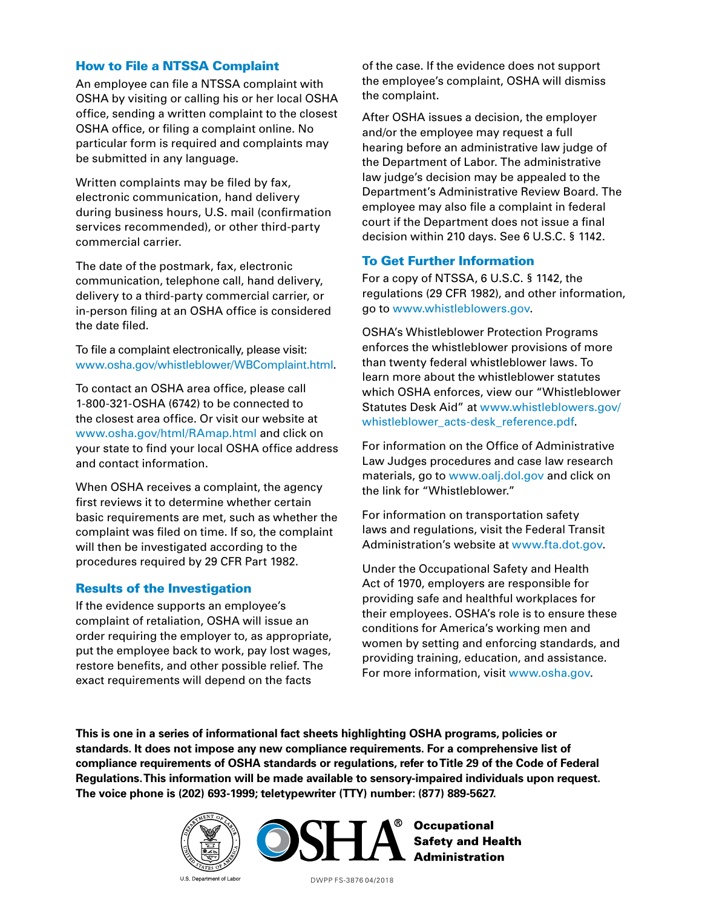## How to File a NTSSA Complaint

An employee can file a NTSSA complaint with OSHA by visiting or calling his or her local OSHA office, sending a written complaint to the closest OSHA office, or filing a complaint online. No particular form is required and complaints may be submitted in any language.

Written complaints may be filed by fax, electronic communication, hand delivery during business hours, U.S. mail (confirmation services recommended), or other third-party commercial carrier.

The date of the postmark, fax, electronic communication, telephone call, hand delivery, delivery to a third-party commercial carrier, or in-person filing at an OSHA office is considered the date filed.

To file a complaint electronically, please visit: www.osha.gov/whistleblower/WBComplaint.html.

To contact an OSHA area office, please call 1-800-321-OSHA (6742) to be connected to the closest area office. Or visit our website at www.osha.gov/html/RAmap.html and click on your state to find your local OSHA office address and contact information.

When OSHA receives a complaint, the agency first reviews it to determine whether certain basic requirements are met, such as whether the complaint was filed on time. If so, the complaint will then be investigated according to the procedures required by 29 CFR Part 1982.

## Results of the Investigation

If the evidence supports an employee's complaint of retaliation, OSHA will issue an order requiring the employer to, as appropriate, put the employee back to work, pay lost wages, restore benefits, and other possible relief. The exact requirements will depend on the facts of the case. If the evidence does not support the employee's complaint, OSHA will dismiss the complaint.

After OSHA issues a decision, the employer and/or the employee may request a full hearing before an administrative law judge of the Department of Labor. The administrative law judge's decision may be appealed to the Department's Administrative Review Board. The employee may also file a complaint in federal court if the Department does not issue a final decision within 210 days. See 6 U.S.C. § 1142.

## To Get Further Information

For a copy of NTSSA, 6 U.S.C. § 1142, the regulations (29 CFR 1982), and other information, go to www.whistleblowers.gov.

OSHA's Whistleblower Protection Programs enforces the whistleblower provisions of more than twenty federal whistleblower laws. To learn more about the whistleblower statutes which OSHA enforces, view our "Whistleblower Statutes Desk Aid" at www.whistleblowers.gov/whistleblower_acts-desk_reference.pdf.

For information on the Office of Administrative Law Judges procedures and case law research materials, go to www.oalj.dol.gov and click on the link for "Whistleblower."

For information on transportation safety laws and regulations, visit the Federal Transit Administration's website at www.fta.dot.gov.

Under the Occupational Safety and Health Act of 1970, employers are responsible for providing safe and healthful workplaces for their employees. OSHA's role is to ensure these conditions for America's working men and women by setting and enforcing standards, and providing training, education, and assistance. For more information, visit www.osha.gov.

**This is one in a series of informational fact sheets highlighting OSHA programs, policies or standards. It does not impose any new compliance requirements. For a comprehensive list of compliance requirements of OSHA standards or regulations, refer to Title 29 of the Code of Federal Regulations. This information will be made available to sensory-impaired individuals upon request. The voice phone is (202) 693-1999; teletypewriter (TTY) number: (877) 889-5627.**

U.S. Department of Labor

OSHA® Occupational Safety and Health Administration

DWPP FS-3876 04/2018